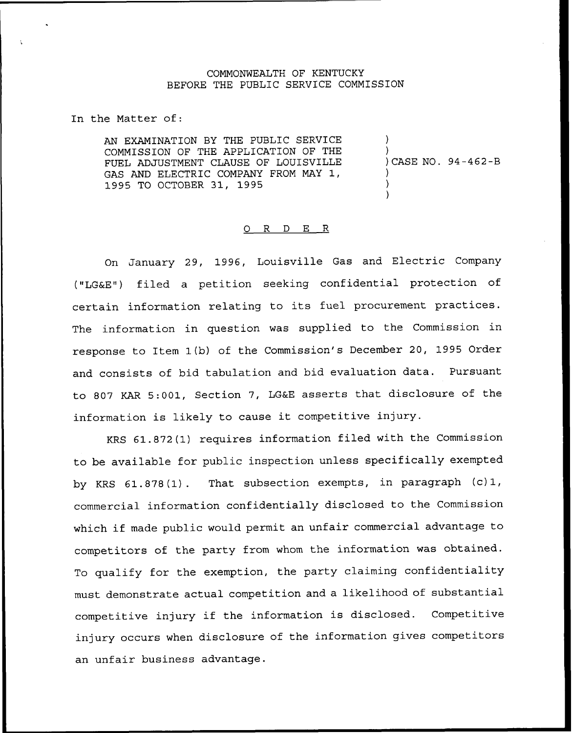COMMONWEALTH OF KENTUCKY
BEFORE THE PUBLIC SERVICE COMMISSION

In the Matter of:

AN EXAMINATION BY THE PUBLIC SERVICE COMMISSION OF THE APPLICATION OF THE FUEL ADJUSTMENT CLAUSE OF LOUISVILLE GAS AND ELECTRIC COMPANY FROM MAY 1, 1995 TO OCTOBER 31, 1995 ) CASE NO. 94-462-B

O R D E R

On January 29, 1996, Louisville Gas and Electric Company ("LG&E") filed a petition seeking confidential protection of certain information relating to its fuel procurement practices. The information in question was supplied to the Commission in response to Item 1(b) of the Commission's December 20, 1995 Order and consists of bid tabulation and bid evaluation data. Pursuant to 807 KAR 5:001, Section 7, LG&E asserts that disclosure of the information is likely to cause it competitive injury.

KRS 61.872(1) requires information filed with the Commission to be available for public inspection unless specifically exempted by KRS 61.878(1). That subsection exempts, in paragraph (c)1, commercial information confidentially disclosed to the Commission which if made public would permit an unfair commercial advantage to competitors of the party from whom the information was obtained. To qualify for the exemption, the party claiming confidentiality must demonstrate actual competition and a likelihood of substantial competitive injury if the information is disclosed. Competitive injury occurs when disclosure of the information gives competitors an unfair business advantage.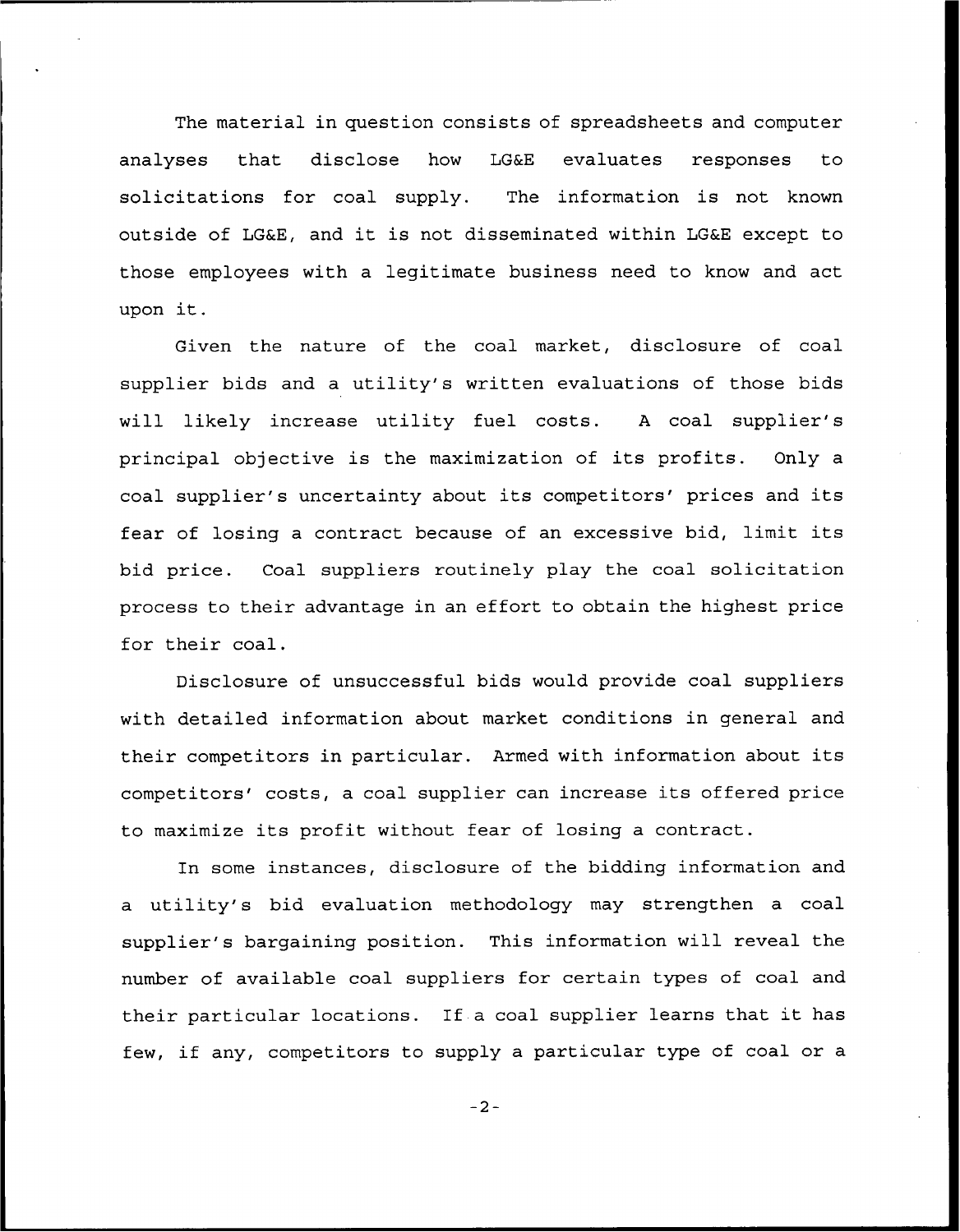The material in question consists of spreadsheets and computer analyses that disclose how LG&E evaluates responses to solicitations for coal supply. The information is not known outside of LG&E, and it is not disseminated within LG&E except to those employees with a legitimate business need to know and act upon it.

Given the nature of the coal market, disclosure of coal supplier bids and a utility's written evaluations of those bids will likely increase utility fuel costs. A coal supplier's principal objective is the maximization of its profits. Only a coal supplier's uncertainty about its competitors' prices and its fear of losing a contract because of an excessive bid, limit its bid price. Coal suppliers routinely play the coal solicitation process to their advantage in an effort to obtain the highest price for their coal.

Disclosure of unsuccessful bids would provide coal suppliers with detailed information about market conditions in general and their competitors in particular. Armed with information about its competitors' costs, a coal supplier can increase its offered price to maximize its profit without fear of losing a contract.

In some instances, disclosure of the bidding information and a utility's bid evaluation methodology may strengthen a coal supplier's bargaining position. This information will reveal the number of available coal suppliers for certain types of coal and their particular locations. If a coal supplier learns that it has few, if any, competitors to supply a particular type of coal or a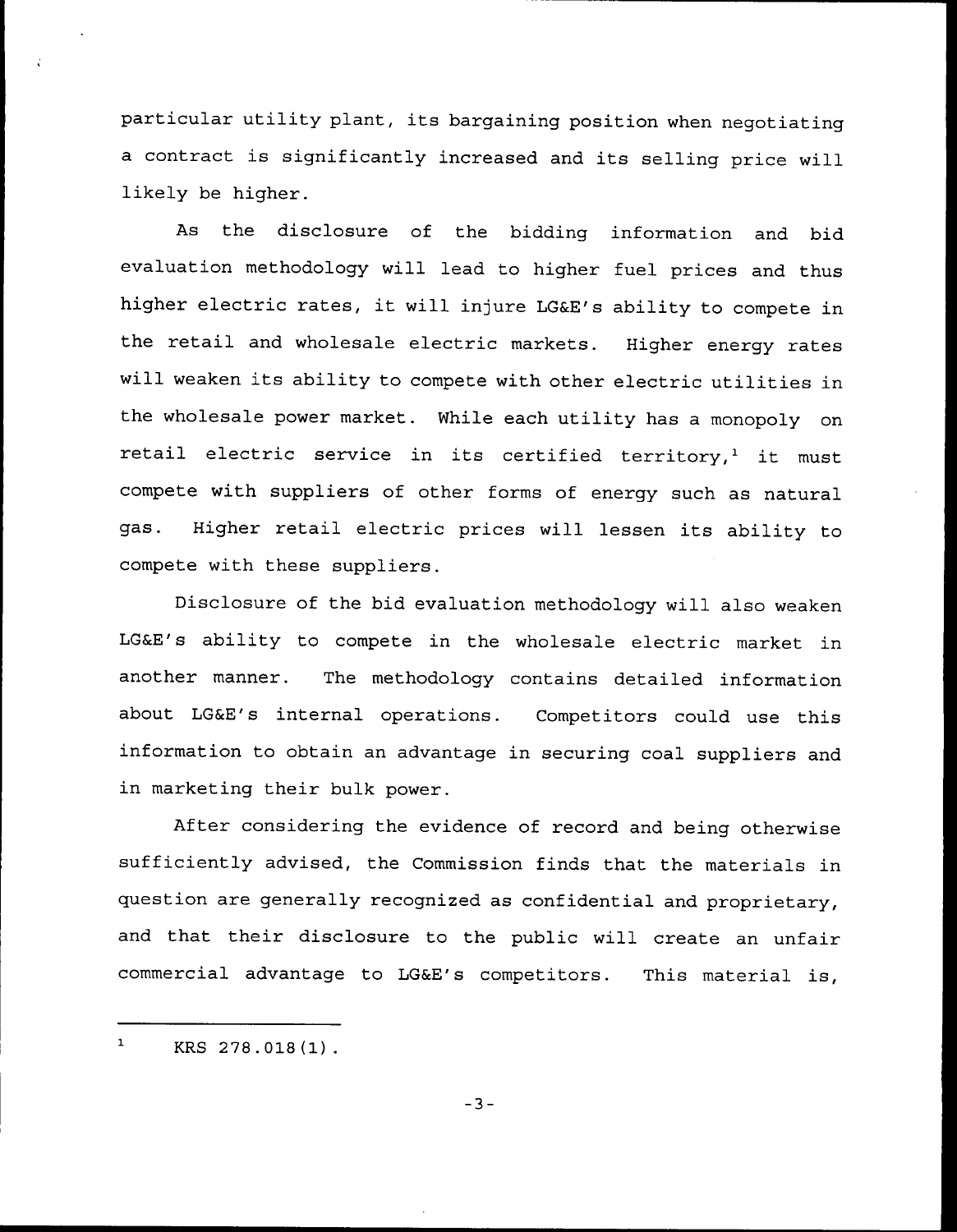particular utility plant, its bargaining position when negotiating a contract is significantly increased and its selling price will likely be higher.

As the disclosure of the bidding information and bid evaluation methodology will lead to higher fuel prices and thus higher electric rates, it will injure LG&E's ability to compete in the retail and wholesale electric markets. Higher energy rates will weaken its ability to compete with other electric utilities in the wholesale power market. While each utility has a monopoly on retail electric service in its certified territory,[1] it must compete with suppliers of other forms of energy such as natural gas. Higher retail electric prices will lessen its ability to compete with these suppliers.

Disclosure of the bid evaluation methodology will also weaken LG&E's ability to compete in the wholesale electric market in another manner. The methodology contains detailed information about LG&E's internal operations. Competitors could use this information to obtain an advantage in securing coal suppliers and in marketing their bulk power.

After considering the evidence of record and being otherwise sufficiently advised, the Commission finds that the materials in question are generally recognized as confidential and proprietary, and that their disclosure to the public will create an unfair commercial advantage to LG&E's competitors. This material is,

---

[1] KRS 278.018(1).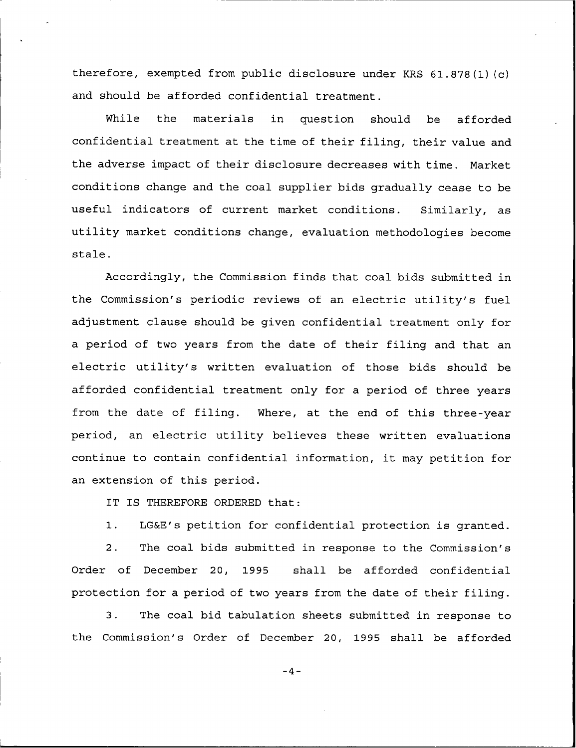therefore, exempted from public disclosure under KRS 61.878(1)(c) and should be afforded confidential treatment.

While the materials in question should be afforded confidential treatment at the time of their filing, their value and the adverse impact of their disclosure decreases with time. Market conditions change and the coal supplier bids gradually cease to be useful indicators of current market conditions. Similarly, as utility market conditions change, evaluation methodologies become stale.

Accordingly, the Commission finds that coal bids submitted in the Commission's periodic reviews of an electric utility's fuel adjustment clause should be given confidential treatment only for a period of two years from the date of their filing and that an electric utility's written evaluation of those bids should be afforded confidential treatment only for a period of three years from the date of filing. Where, at the end of this three-year period, an electric utility believes these written evaluations continue to contain confidential information, it may petition for an extension of this period.

IT IS THEREFORE ORDERED that:

1. LG&E's petition for confidential protection is granted.

2. The coal bids submitted in response to the Commission's Order of December 20, 1995 shall be afforded confidential protection for a period of two years from the date of their filing.

3. The coal bid tabulation sheets submitted in response to the Commission's Order of December 20, 1995 shall be afforded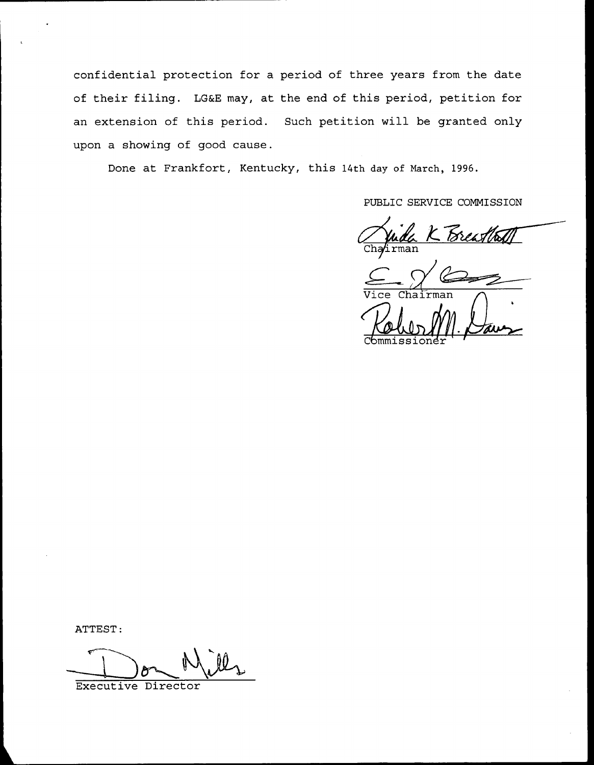confidential protection for a period of three years from the date of their filing. LG&E may, at the end of this period, petition for an extension of this period. Such petition will be granted only upon a showing of good cause.

Done at Frankfort, Kentucky, this 14th day of March, 1996.

PUBLIC SERVICE COMMISSION

Chairman

Vice Chairman

Commissioner

ATTEST:

Executive Director